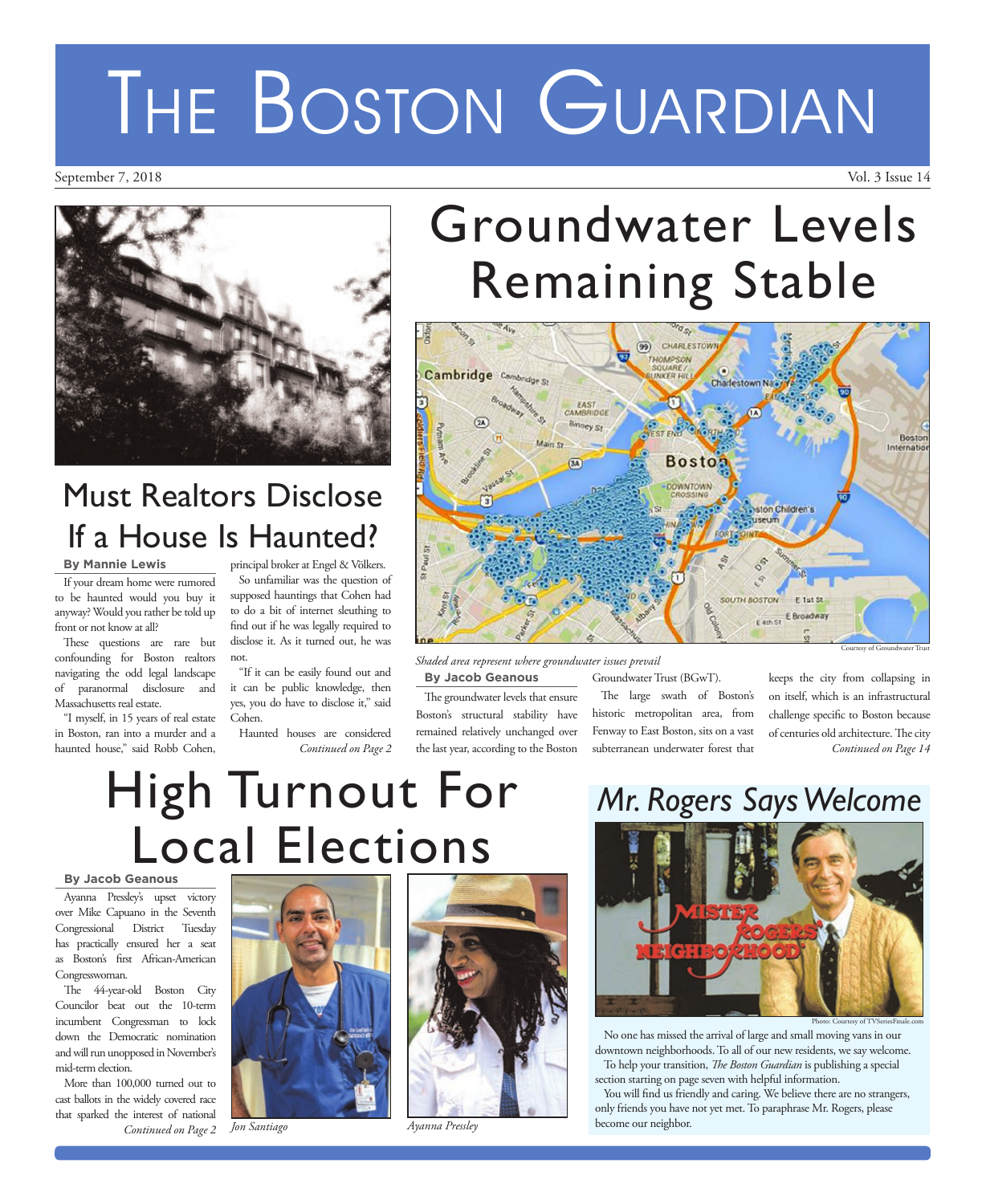# The Boston Guardian

September 7, 2018

## Must Realtors Disclose If a House Is Haunted?

**By Mannie Lewis**

If your dream home were rumored to be haunted would you buy it anyway? Would you rather be told up front or not know at all?

These questions are rare but confounding for Boston realtors navigating the odd legal landscape of paranormal disclosure and Massachusetts real estate.

"I myself, in 15 years of real estate in Boston, ran into a murder and a haunted house," said Robb Cohen, principal broker at Engel & Völkers.

So unfamiliar was the question of supposed hauntings that Cohen had to do a bit of internet sleuthing to find out if he was legally required to disclose it. As it turned out, he was not.

"If it can be easily found out and it can be public knowledge, then yes, you do have to disclose it," said Cohen.

Haunted houses are considered

*Continued on Page 2*

## Groundwater Levels Remaining Stable

Courtesy of Groundwater Trust

*Shaded area represent where groundwater issues prevail*

**By Jacob Geanous**

The groundwater levels that ensure Boston's structural stability have remained relatively unchanged over the last year, according to the Boston Groundwater Trust (BGwT).

The large swath of Boston's historic metropolitan area, from Fenway to East Boston, sits on a vast subterranean underwater forest that keeps the city from collapsing in on itself, which is an infrastructural challenge specific to Boston because of centuries old architecture. The city

*Continued on Page 14*

## High Turnout For Local Elections

**By Jacob Geanous**

Ayanna Pressley's upset victory over Mike Capuano in the Seventh Congressional District Tuesday has practically ensured her a seat as Boston's first African-American Congresswoman.

The 44-year-old Boston City Councilor beat out the 10-term incumbent Congressman to lock down the Democratic nomination and will run unopposed in November's mid-term election.

More than 100,000 turned out to cast ballots in the widely covered race that sparked the interest of national

*Continued on Page 2*

*Jon Santiago*

*Ayanna Pressley*

## *Mr. Rogers Says Welcome*

Photo: Courtesy of TVSeriesFinale.com

No one has missed the arrival of large and small moving vans in our downtown neighborhoods. To all of our new residents, we say welcome.

To help your transition, *The Boston Guardian* is publishing a special section starting on page seven with helpful information.

You will find us friendly and caring. We believe there are no strangers, only friends you have not yet met. To paraphrase Mr. Rogers, please become our neighbor.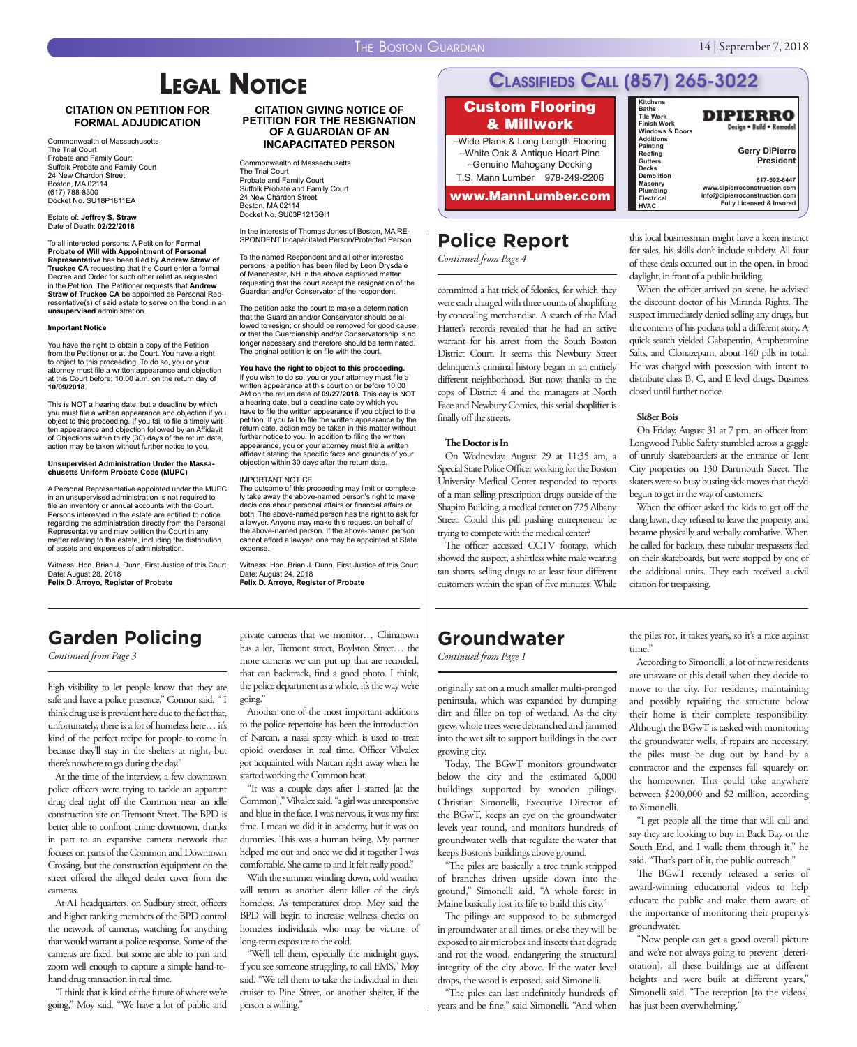# Legal Notice

### CITATION ON PETITION FOR FORMAL ADJUDICATION

Commonwealth of Massachusetts
The Trial Court
Probate and Family Court
Suffolk Probate and Family Court
24 New Chardon Street
Boston, MA 02114
(617) 788-8300
Docket No. SU18P1811EA

Estate of: **Jeffrey S. Straw**
Date of Death: **02/22/2018**

To all interested persons: A Petition for **Formal Probate of Will with Appointment of Personal Representative** has been filed by **Andrew Straw of Truckee CA** requesting that the Court enter a formal Decree and Order for such other relief as requested in the Petition. The Petitioner requests that **Andrew Straw of Truckee CA** be appointed as Personal Representative(s) of said estate to serve on the bond in an **unsupervised** administration.

**Important Notice**

You have the right to obtain a copy of the Petition from the Petitioner or at the Court. You have a right to object to this proceeding. To do so, you or your attorney must file a written appearance and objection at this Court before: 10:00 a.m. on the return day of **10/09/2018**.

This is NOT a hearing date, but a deadline by which you must file a written appearance and objection if you object to this proceeding. If you fail to file a timely written appearance and objection followed by an Affidavit of Objections within thirty (30) days of the return date, action may be taken without further notice to you.

**Unsupervised Administration Under the Massachusetts Uniform Probate Code (MUPC)**

A Personal Representative appointed under the MUPC in an unsupervised administration is not required to file an inventory or annual accounts with the Court. Persons interested in the estate are entitled to notice regarding the administration directly from the Personal Representative and may petition the Court in any matter relating to the estate, including the distribution of assets and expenses of administration.

Witness: Hon. Brian J. Dunn, First Justice of this Court
Date: August 28, 2018
**Felix D. Arroyo, Register of Probate**

### CITATION GIVING NOTICE OF PETITION FOR THE RESIGNATION OF A GUARDIAN OF AN INCAPACITATED PERSON

Commonwealth of Massachusetts
The Trial Court
Probate and Family Court
Suffolk Probate and Family Court
24 New Chardon Street
Boston, MA 02114
Docket No. SU03P1215GI1

In the interests of Thomas Jones of Boston, MA RESPONDENT Incapacitated Person/Protected Person

To the named Respondent and all other interested persons, a petition has been filed by Leon Drysdale of Manchester, NH in the above captioned matter requesting that the court accept the resignation of the Guardian and/or Conservator of the respondent.

The petition asks the court to make a determination that the Guardian and/or Conservator should be allowed to resign; or should be removed for good cause; or that the Guardianship and/or Conservatorship is no longer necessary and therefore should be terminated. The original petition is on file with the court.

**You have the right to object to this proceeding.** If you wish to do so, you or your attorney must file a written appearance at this court on or before 10:00 AM on the return date of **09/27/2018**. This day is NOT a hearing date, but a deadline date by which you have to file the written appearance if you object to the petition. If you fail to file the written appearance by the return date, action may be taken in this matter without further notice to you. In addition to filing the written appearance, you or your attorney must file a written affidavit stating the specific facts and grounds of your objection within 30 days after the return date.

IMPORTANT NOTICE
The outcome of this proceeding may limit or completely take away the above-named person's right to make decisions about personal affairs or financial affairs or both. The above-named person has the right to ask for a lawyer. Anyone may make this request on behalf of the above-named person. If the above-named person cannot afford a lawyer, one may be appointed at State expense.

Witness: Hon. Brian J. Dunn, First Justice of this Court
Date: August 24, 2018
**Felix D. Arroyo, Register of Probate**

# Classifieds Call (857) 265-3022

**Custom Flooring & Millwork**
–Wide Plank & Long Length Flooring
–White Oak & Antique Heart Pine
–Genuine Mahogany Decking
T.S. Mann Lumber 978-249-2206
**www.MannLumber.com**

Kitchens
Baths
Tile Work
Finish Work
Windows & Doors
Additions
Painting
Roofing
Gutters
Decks
Demolition
Masonry
Plumbing
Electrical
HVAC

**DIPIERRO**
Design • Build • Remodel
Gerry DiPierro
President
617-592-6447
www.dipierroconstruction.com
info@dipierroconstruction.com
Fully Licensed & Insured

## Police Report

*Continued from Page 4*

committed a hat trick of felonies, for which they were each charged with three counts of shoplifting by concealing merchandise. A search of the Mad Hatter's records revealed that he had an active warrant for his arrest from the South Boston District Court. It seems this Newbury Street delinquent's criminal history began in an entirely different neighborhood. But now, thanks to the cops of District 4 and the managers at North Face and Newbury Comics, this serial shoplifter is finally off the streets.

**The Doctor is In**

On Wednesday, August 29 at 11:35 am, a Special State Police Officer working for the Boston University Medical Center responded to reports of a man selling prescription drugs outside of the Shapiro Building, a medical center on 725 Albany Street. Could this pill pushing entrepreneur be trying to compete with the medical center?

The officer accessed CCTV footage, which showed the suspect, a shirtless white male wearing tan shorts, selling drugs to at least four different customers within the span of five minutes. While this local businessman might have a keen instinct for sales, his skills don't include subtlety. All four of these deals occurred out in the open, in broad daylight, in front of a public building.

When the officer arrived on scene, he advised the discount doctor of his Miranda Rights. The suspect immediately denied selling any drugs, but the contents of his pockets told a different story. A quick search yielded Gabapentin, Amphetamine Salts, and Clonazepam, about 140 pills in total. He was charged with possession with intent to distribute class B, C, and E level drugs. Business closed until further notice.

**Sk8er Bois**

On Friday, August 31 at 7 pm, an officer from Longwood Public Safety stumbled across a gaggle of unruly skateboarders at the entrance of Tent City properties on 130 Dartmouth Street. The skaters were so busy busting sick moves that they'd begun to get in the way of customers.

When the officer asked the kids to get off the dang lawn, they refused to leave the property, and became physically and verbally combative. When he called for backup, these tubular trespassers fled on their skateboards, but were stopped by one of the additional units. They each received a civil citation for trespassing.

## Garden Policing

*Continued from Page 3*

high visibility to let people know that they are safe and have a police presence," Connor said. " I think drug use is prevalent here due to the fact that, unfortunately, there is a lot of homeless here… it's kind of the perfect recipe for people to come in because they'll stay in the shelters at night, but there's nowhere to go during the day."

At the time of the interview, a few downtown police officers were trying to tackle an apparent drug deal right off the Common near an idle construction site on Tremont Street. The BPD is better able to confront crime downtown, thanks in part to an expansive camera network that focuses on parts of the Common and Downtown Crossing, but the construction equipment on the street offered the alleged dealer cover from the cameras.

At A1 headquarters, on Sudbury street, officers and higher ranking members of the BPD control the network of cameras, watching for anything that would warrant a police response. Some of the cameras are fixed, but some are able to pan and zoom well enough to capture a simple hand-to-hand drug transaction in real time.

"I think that is kind of the future of where we're going," Moy said. "We have a lot of public and private cameras that we monitor… Chinatown has a lot, Tremont street, Boylston Street… the more cameras we can put up that are recorded, that can backtrack, find a good photo. I think, the police department as a whole, it's the way we're going."

Another one of the most important additions to the police repertoire has been the introduction of Narcan, a nasal spray which is used to treat opioid overdoses in real time. Officer Vilvalex got acquainted with Narcan right away when he started working the Common beat.

"It was a couple days after I started [at the Common]," Vilvalex said. "a girl was unresponsive and blue in the face. I was nervous, it was my first time. I mean we did it in academy, but it was on dummies. This was a human being. My partner helped me out and once we did it together I was comfortable. She came to and It felt really good."

With the summer winding down, cold weather will return as another silent killer of the city's homeless. As temperatures drop, Moy said the BPD will begin to increase wellness checks on homeless individuals who may be victims of long-term exposure to the cold.

"We'll tell them, especially the midnight guys, if you see someone struggling, to call EMS," Moy said. "We tell them to take the individual in their cruiser to Pine Street, or another shelter, if the person is willing."

## Groundwater

*Continued from Page 1*

originally sat on a much smaller multi-pronged peninsula, which was expanded by dumping dirt and filler on top of wetland. As the city grew, whole trees were debranched and jammed into the wet silt to support buildings in the ever growing city.

Today, The BGwT monitors groundwater below the city and the estimated 6,000 buildings supported by wooden pilings. Christian Simonelli, Executive Director of the BGwT, keeps an eye on the groundwater levels year round, and monitors hundreds of groundwater wells that regulate the water that keeps Boston's buildings above ground.

"The piles are basically a tree trunk stripped of branches driven upside down into the ground," Simonelli said. "A whole forest in Maine basically lost its life to build this city."

The pilings are supposed to be submerged in groundwater at all times, or else they will be exposed to air microbes and insects that degrade and rot the wood, endangering the structural integrity of the city above. If the water level drops, the wood is exposed, said Simonelli.

"The piles can last indefinitely hundreds of years and be fine," said Simonelli. "And when the piles rot, it takes years, so it's a race against time."

According to Simonelli, a lot of new residents are unaware of this detail when they decide to move to the city. For residents, maintaining and possibly repairing the structure below their home is their complete responsibility. Although the BGwT is tasked with monitoring the groundwater wells, if repairs are necessary, the piles must be dug out by hand by a contractor and the expenses fall squarely on the homeowner. This could take anywhere between $200,000 and $2 million, according to Simonelli.

"I get people all the time that will call and say they are looking to buy in Back Bay or the South End, and I walk them through it," he said. "That's part of it, the public outreach."

The BGwT recently released a series of award-winning educational videos to help educate the public and make them aware of the importance of monitoring their property's groundwater.

"Now people can get a good overall picture and we're not always going to prevent [deterioration], all these buildings are at different heights and were built at different years," Simonelli said. "The reception [to the videos] has just been overwhelming."